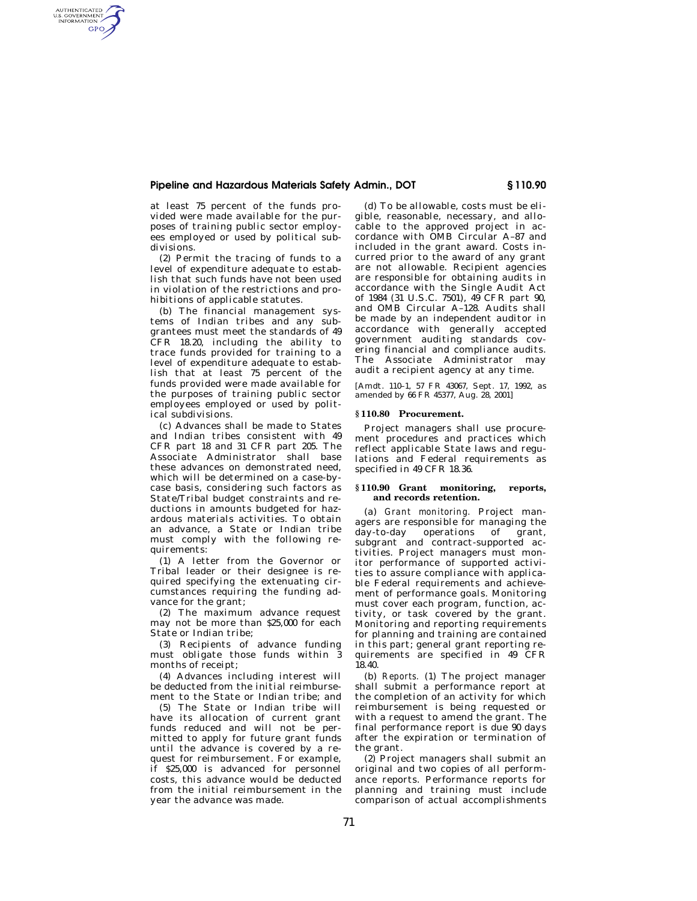at least 75 percent of the funds provided were made available for the purposes of training public sector employees employed or used by political subdivisions.

(2) Permit the tracing of funds to a level of expenditure adequate to establish that such funds have not been used in violation of the restrictions and prohibitions of applicable statutes.

(b) The financial management systems of Indian tribes and any subgrantees must meet the standards of 49 CFR 18.20, including the ability to trace funds provided for training to a level of expenditure adequate to establish that at least 75 percent of the funds provided were made available for the purposes of training public sector employees employed or used by political subdivisions.

(c) Advances shall be made to States and Indian tribes consistent with 49 CFR part 18 and 31 CFR part 205. The Associate Administrator shall base these advances on demonstrated need, which will be determined on a case-by-case basis, considering such factors as State/Tribal budget constraints and reductions in amounts budgeted for hazardous materials activities. To obtain an advance, a State or Indian tribe must comply with the following requirements:

(1) A letter from the Governor or Tribal leader or their designee is required specifying the extenuating circumstances requiring the funding advance for the grant;

(2) The maximum advance request may not be more than $25,000 for each State or Indian tribe;

(3) Recipients of advance funding must obligate those funds within 3 months of receipt;

(4) Advances including interest will be deducted from the initial reimbursement to the State or Indian tribe; and

(5) The State or Indian tribe will have its allocation of current grant funds reduced and will not be permitted to apply for future grant funds until the advance is covered by a request for reimbursement. For example, if $25,000 is advanced for personnel costs, this advance would be deducted from the initial reimbursement in the year the advance was made.

(d) To be allowable, costs must be eligible, reasonable, necessary, and allocable to the approved project in accordance with OMB Circular A–87 and included in the grant award. Costs incurred prior to the award of any grant are not allowable. Recipient agencies are responsible for obtaining audits in accordance with the Single Audit Act of 1984 (31 U.S.C. 7501), 49 CFR part 90, and OMB Circular A–128. Audits shall be made by an independent auditor in accordance with generally accepted government auditing standards covering financial and compliance audits. The Associate Administrator may audit a recipient agency at any time.

[Amdt. 110–1, 57 FR 43067, Sept. 17, 1992, as amended by 66 FR 45377, Aug. 28, 2001]

### § 110.80 Procurement.

Project managers shall use procurement procedures and practices which reflect applicable State laws and regulations and Federal requirements as specified in 49 CFR 18.36.

### § 110.90 Grant monitoring, reports, and records retention.

(a) *Grant monitoring.* Project managers are responsible for managing the day-to-day operations of grant, subgrant and contract-supported activities. Project managers must monitor performance of supported activities to assure compliance with applicable Federal requirements and achievement of performance goals. Monitoring must cover each program, function, activity, or task covered by the grant. Monitoring and reporting requirements for planning and training are contained in this part; general grant reporting requirements are specified in 49 CFR 18.40.

(b) *Reports.* (1) The project manager shall submit a performance report at the completion of an activity for which reimbursement is being requested or with a request to amend the grant. The final performance report is due 90 days after the expiration or termination of the grant.

(2) Project managers shall submit an original and two copies of all performance reports. Performance reports for planning and training must include comparison of actual accomplishments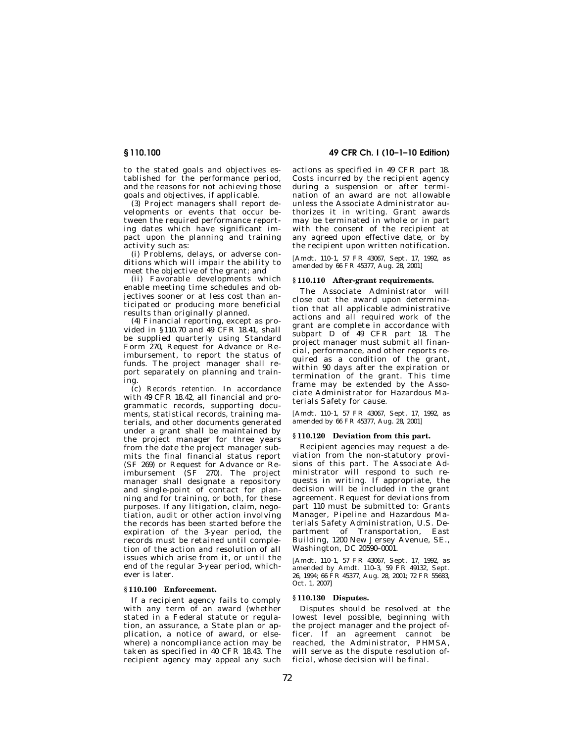to the stated goals and objectives established for the performance period, and the reasons for not achieving those goals and objectives, if applicable.

(3) Project managers shall report developments or events that occur between the required performance reporting dates which have significant impact upon the planning and training activity such as:

(i) Problems, delays, or adverse conditions which will impair the ability to meet the objective of the grant; and

(ii) Favorable developments which enable meeting time schedules and objectives sooner or at less cost than anticipated or producing more beneficial results than originally planned.

(4) Financial reporting, except as provided in §110.70 and 49 CFR 18.41, shall be supplied quarterly using Standard Form 270, Request for Advance or Reimbursement, to report the status of funds. The project manager shall report separately on planning and training.

(c) *Records retention.* In accordance with 49 CFR 18.42, all financial and programmatic records, supporting documents, statistical records, training materials, and other documents generated under a grant shall be maintained by the project manager for three years from the date the project manager submits the final financial status report (SF 269) or Request for Advance or Reimbursement (SF 270). The project manager shall designate a repository and single-point of contact for planning and for training, or both, for these purposes. If any litigation, claim, negotiation, audit or other action involving the records has been started before the expiration of the 3-year period, the records must be retained until completion of the action and resolution of all issues which arise from it, or until the end of the regular 3-year period, whichever is later.

### §110.100 Enforcement.

If a recipient agency fails to comply with any term of an award (whether stated in a Federal statute or regulation, an assurance, a State plan or application, a notice of award, or elsewhere) a noncompliance action may be taken as specified in 40 CFR 18.43. The recipient agency may appeal any such actions as specified in 49 CFR part 18. Costs incurred by the recipient agency during a suspension or after termination of an award are not allowable unless the Associate Administrator authorizes it in writing. Grant awards may be terminated in whole or in part with the consent of the recipient at any agreed upon effective date, or by the recipient upon written notification.

[Amdt. 110–1, 57 FR 43067, Sept. 17, 1992, as amended by 66 FR 45377, Aug. 28, 2001]

### §110.110 After-grant requirements.

The Associate Administrator will close out the award upon determination that all applicable administrative actions and all required work of the grant are complete in accordance with subpart D of 49 CFR part 18. The project manager must submit all financial, performance, and other reports required as a condition of the grant, within 90 days after the expiration or termination of the grant. This time frame may be extended by the Associate Administrator for Hazardous Materials Safety for cause.

[Amdt. 110–1, 57 FR 43067, Sept. 17, 1992, as amended by 66 FR 45377, Aug. 28, 2001]

### §110.120 Deviation from this part.

Recipient agencies may request a deviation from the non-statutory provisions of this part. The Associate Administrator will respond to such requests in writing. If appropriate, the decision will be included in the grant agreement. Request for deviations from part 110 must be submitted to: Grants Manager, Pipeline and Hazardous Materials Safety Administration, U.S. Department of Transportation, East Building, 1200 New Jersey Avenue, SE., Washington, DC 20590–0001.

[Amdt. 110–1, 57 FR 43067, Sept. 17, 1992, as amended by Amdt. 110–3, 59 FR 49132, Sept. 26, 1994; 66 FR 45377, Aug. 28, 2001; 72 FR 55683, Oct. 1, 2007]

### §110.130 Disputes.

Disputes should be resolved at the lowest level possible, beginning with the project manager and the project officer. If an agreement cannot be reached, the Administrator, PHMSA, will serve as the dispute resolution official, whose decision will be final.